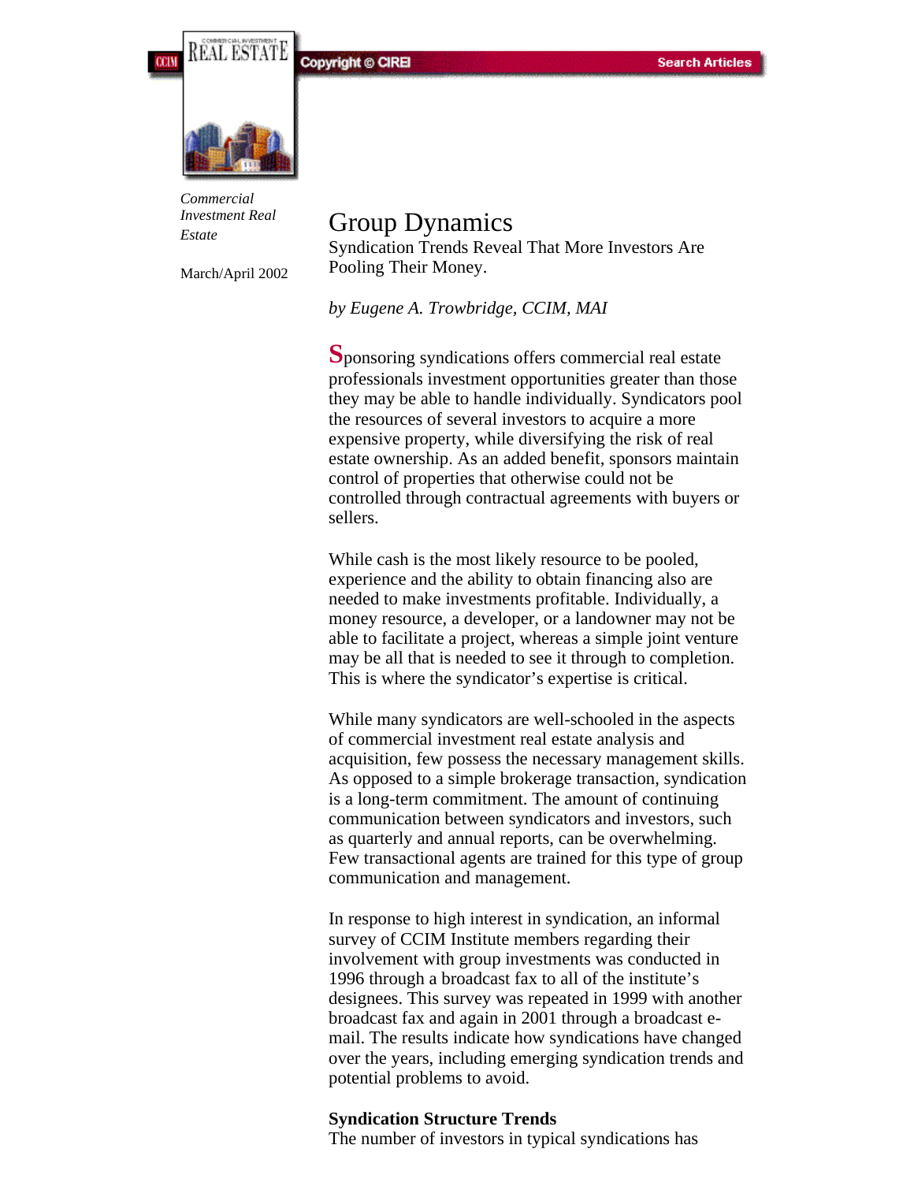*Commercial Investment Real Estate*

March/April 2002

# Group Dynamics

Syndication Trends Reveal That More Investors Are Pooling Their Money.

*by Eugene A. Trowbridge, CCIM, MAI*

Sponsoring syndications offers commercial real estate professionals investment opportunities greater than those they may be able to handle individually. Syndicators pool the resources of several investors to acquire a more expensive property, while diversifying the risk of real estate ownership. As an added benefit, sponsors maintain control of properties that otherwise could not be controlled through contractual agreements with buyers or sellers.

While cash is the most likely resource to be pooled, experience and the ability to obtain financing also are needed to make investments profitable. Individually, a money resource, a developer, or a landowner may not be able to facilitate a project, whereas a simple joint venture may be all that is needed to see it through to completion. This is where the syndicator's expertise is critical.

While many syndicators are well-schooled in the aspects of commercial investment real estate analysis and acquisition, few possess the necessary management skills. As opposed to a simple brokerage transaction, syndication is a long-term commitment. The amount of continuing communication between syndicators and investors, such as quarterly and annual reports, can be overwhelming. Few transactional agents are trained for this type of group communication and management.

In response to high interest in syndication, an informal survey of CCIM Institute members regarding their involvement with group investments was conducted in 1996 through a broadcast fax to all of the institute's designees. This survey was repeated in 1999 with another broadcast fax and again in 2001 through a broadcast e-mail. The results indicate how syndications have changed over the years, including emerging syndication trends and potential problems to avoid.

**Syndication Structure Trends**

The number of investors in typical syndications has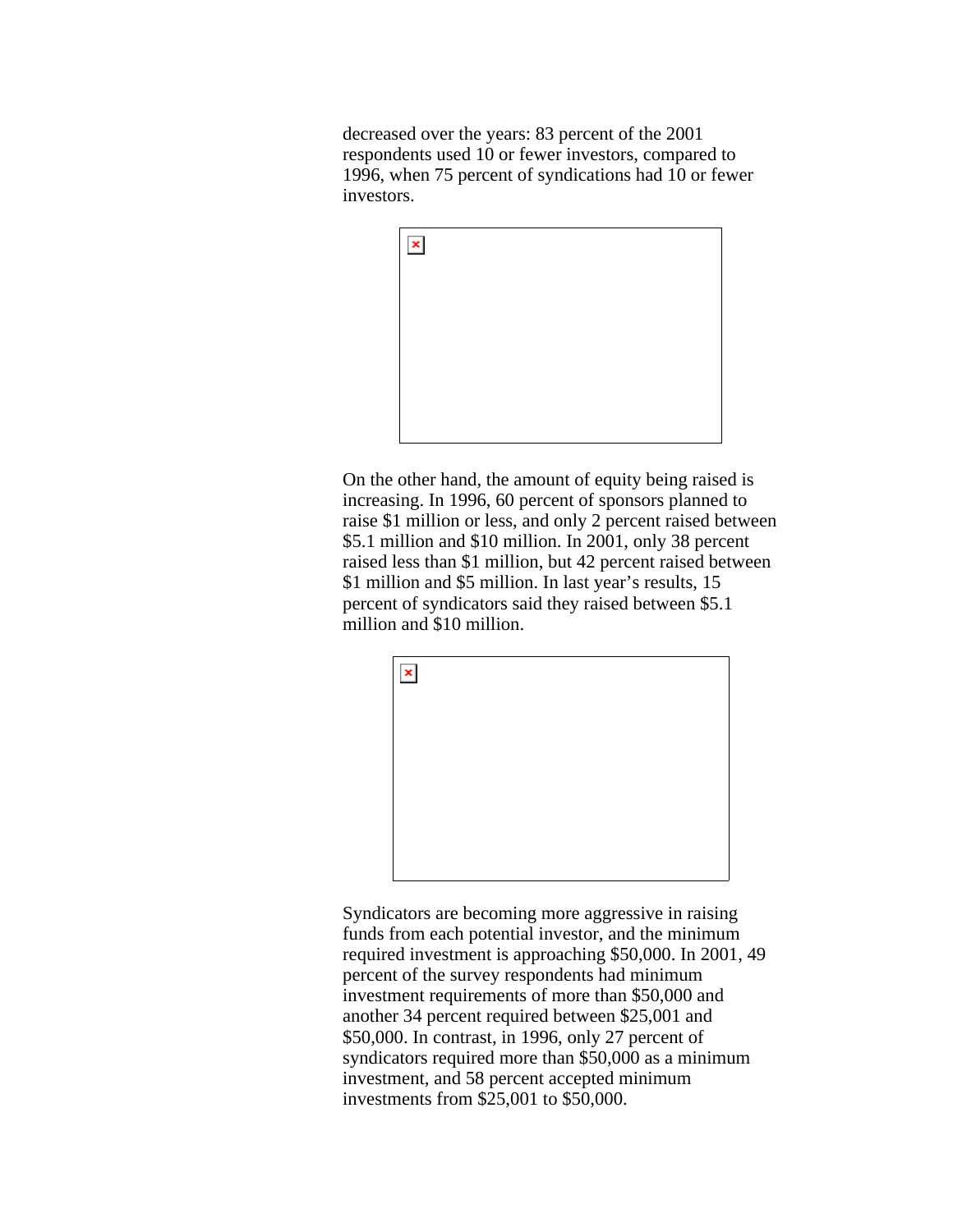decreased over the years: 83 percent of the 2001 respondents used 10 or fewer investors, compared to 1996, when 75 percent of syndications had 10 or fewer investors.

On the other hand, the amount of equity being raised is increasing. In 1996, 60 percent of sponsors planned to raise $1 million or less, and only 2 percent raised between $5.1 million and $10 million. In 2001, only 38 percent raised less than $1 million, but 42 percent raised between $1 million and $5 million. In last year's results, 15 percent of syndicators said they raised between $5.1 million and $10 million.

Syndicators are becoming more aggressive in raising funds from each potential investor, and the minimum required investment is approaching $50,000. In 2001, 49 percent of the survey respondents had minimum investment requirements of more than $50,000 and another 34 percent required between $25,001 and $50,000. In contrast, in 1996, only 27 percent of syndicators required more than $50,000 as a minimum investment, and 58 percent accepted minimum investments from $25,001 to $50,000.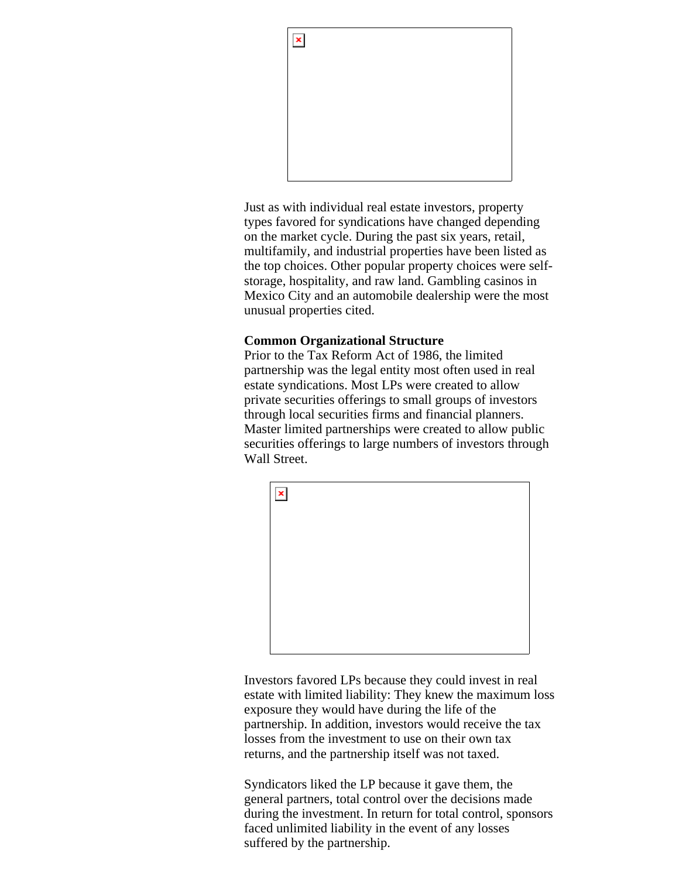Just as with individual real estate investors, property types favored for syndications have changed depending on the market cycle. During the past six years, retail, multifamily, and industrial properties have been listed as the top choices. Other popular property choices were self-storage, hospitality, and raw land. Gambling casinos in Mexico City and an automobile dealership were the most unusual properties cited.

**Common Organizational Structure**

Prior to the Tax Reform Act of 1986, the limited partnership was the legal entity most often used in real estate syndications. Most LPs were created to allow private securities offerings to small groups of investors through local securities firms and financial planners. Master limited partnerships were created to allow public securities offerings to large numbers of investors through Wall Street.

Investors favored LPs because they could invest in real estate with limited liability: They knew the maximum loss exposure they would have during the life of the partnership. In addition, investors would receive the tax losses from the investment to use on their own tax returns, and the partnership itself was not taxed.

Syndicators liked the LP because it gave them, the general partners, total control over the decisions made during the investment. In return for total control, sponsors faced unlimited liability in the event of any losses suffered by the partnership.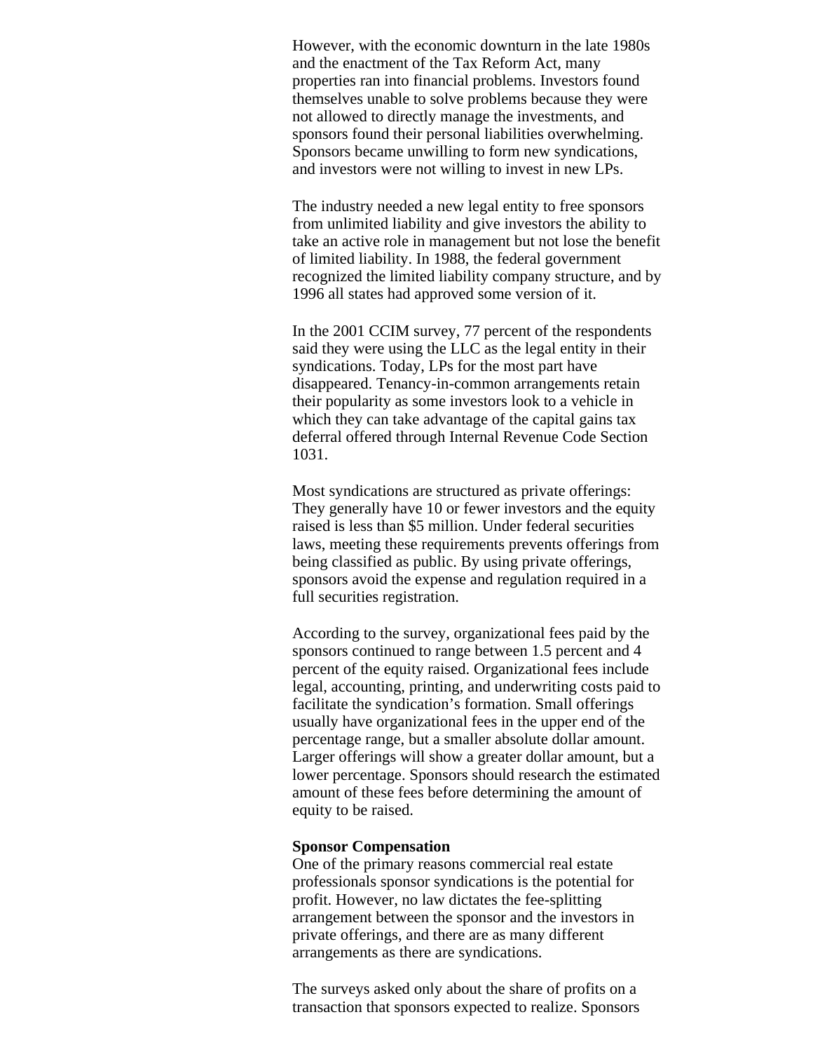However, with the economic downturn in the late 1980s and the enactment of the Tax Reform Act, many properties ran into financial problems. Investors found themselves unable to solve problems because they were not allowed to directly manage the investments, and sponsors found their personal liabilities overwhelming. Sponsors became unwilling to form new syndications, and investors were not willing to invest in new LPs.

The industry needed a new legal entity to free sponsors from unlimited liability and give investors the ability to take an active role in management but not lose the benefit of limited liability. In 1988, the federal government recognized the limited liability company structure, and by 1996 all states had approved some version of it.

In the 2001 CCIM survey, 77 percent of the respondents said they were using the LLC as the legal entity in their syndications. Today, LPs for the most part have disappeared. Tenancy-in-common arrangements retain their popularity as some investors look to a vehicle in which they can take advantage of the capital gains tax deferral offered through Internal Revenue Code Section 1031.

Most syndications are structured as private offerings: They generally have 10 or fewer investors and the equity raised is less than $5 million. Under federal securities laws, meeting these requirements prevents offerings from being classified as public. By using private offerings, sponsors avoid the expense and regulation required in a full securities registration.

According to the survey, organizational fees paid by the sponsors continued to range between 1.5 percent and 4 percent of the equity raised. Organizational fees include legal, accounting, printing, and underwriting costs paid to facilitate the syndication’s formation. Small offerings usually have organizational fees in the upper end of the percentage range, but a smaller absolute dollar amount. Larger offerings will show a greater dollar amount, but a lower percentage. Sponsors should research the estimated amount of these fees before determining the amount of equity to be raised.

**Sponsor Compensation**

One of the primary reasons commercial real estate professionals sponsor syndications is the potential for profit. However, no law dictates the fee-splitting arrangement between the sponsor and the investors in private offerings, and there are as many different arrangements as there are syndications.

The surveys asked only about the share of profits on a transaction that sponsors expected to realize. Sponsors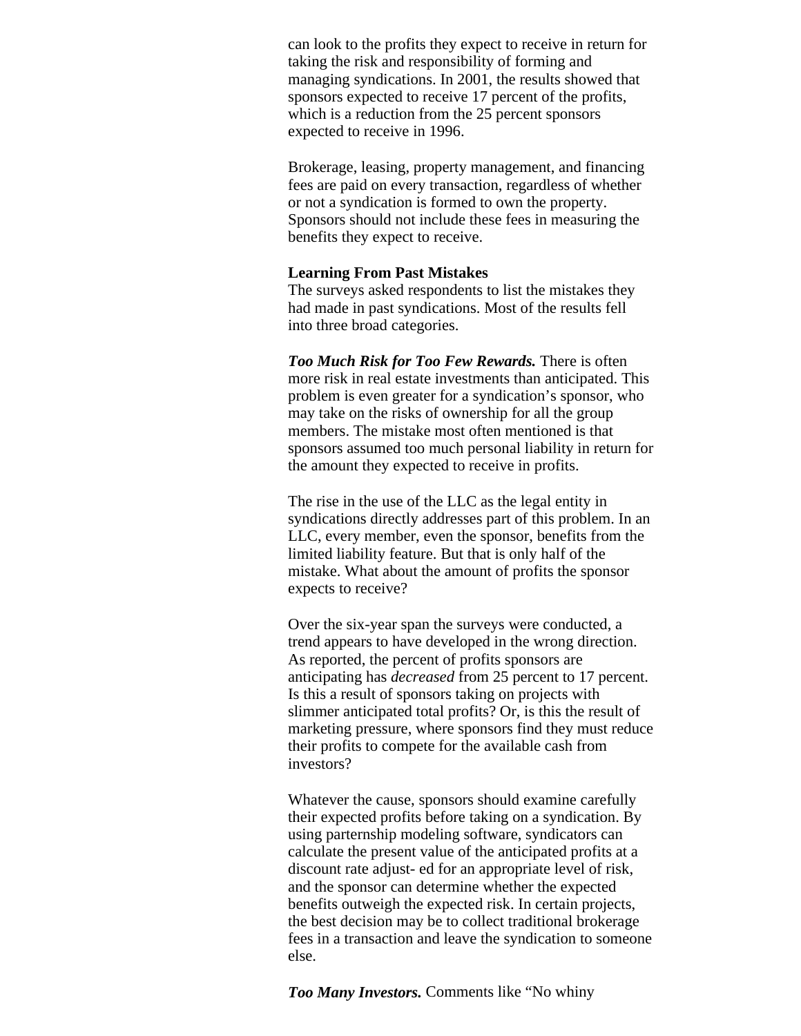can look to the profits they expect to receive in return for taking the risk and responsibility of forming and managing syndications. In 2001, the results showed that sponsors expected to receive 17 percent of the profits, which is a reduction from the 25 percent sponsors expected to receive in 1996.

Brokerage, leasing, property management, and financing fees are paid on every transaction, regardless of whether or not a syndication is formed to own the property. Sponsors should not include these fees in measuring the benefits they expect to receive.

**Learning From Past Mistakes**

The surveys asked respondents to list the mistakes they had made in past syndications. Most of the results fell into three broad categories.

***Too Much Risk for Too Few Rewards.*** There is often more risk in real estate investments than anticipated. This problem is even greater for a syndication's sponsor, who may take on the risks of ownership for all the group members. The mistake most often mentioned is that sponsors assumed too much personal liability in return for the amount they expected to receive in profits.

The rise in the use of the LLC as the legal entity in syndications directly addresses part of this problem. In an LLC, every member, even the sponsor, benefits from the limited liability feature. But that is only half of the mistake. What about the amount of profits the sponsor expects to receive?

Over the six-year span the surveys were conducted, a trend appears to have developed in the wrong direction. As reported, the percent of profits sponsors are anticipating has *decreased* from 25 percent to 17 percent. Is this a result of sponsors taking on projects with slimmer anticipated total profits? Or, is this the result of marketing pressure, where sponsors find they must reduce their profits to compete for the available cash from investors?

Whatever the cause, sponsors should examine carefully their expected profits before taking on a syndication. By using parternship modeling software, syndicators can calculate the present value of the anticipated profits at a discount rate adjust- ed for an appropriate level of risk, and the sponsor can determine whether the expected benefits outweigh the expected risk. In certain projects, the best decision may be to collect traditional brokerage fees in a transaction and leave the syndication to someone else.

***Too Many Investors.*** Comments like "No whiny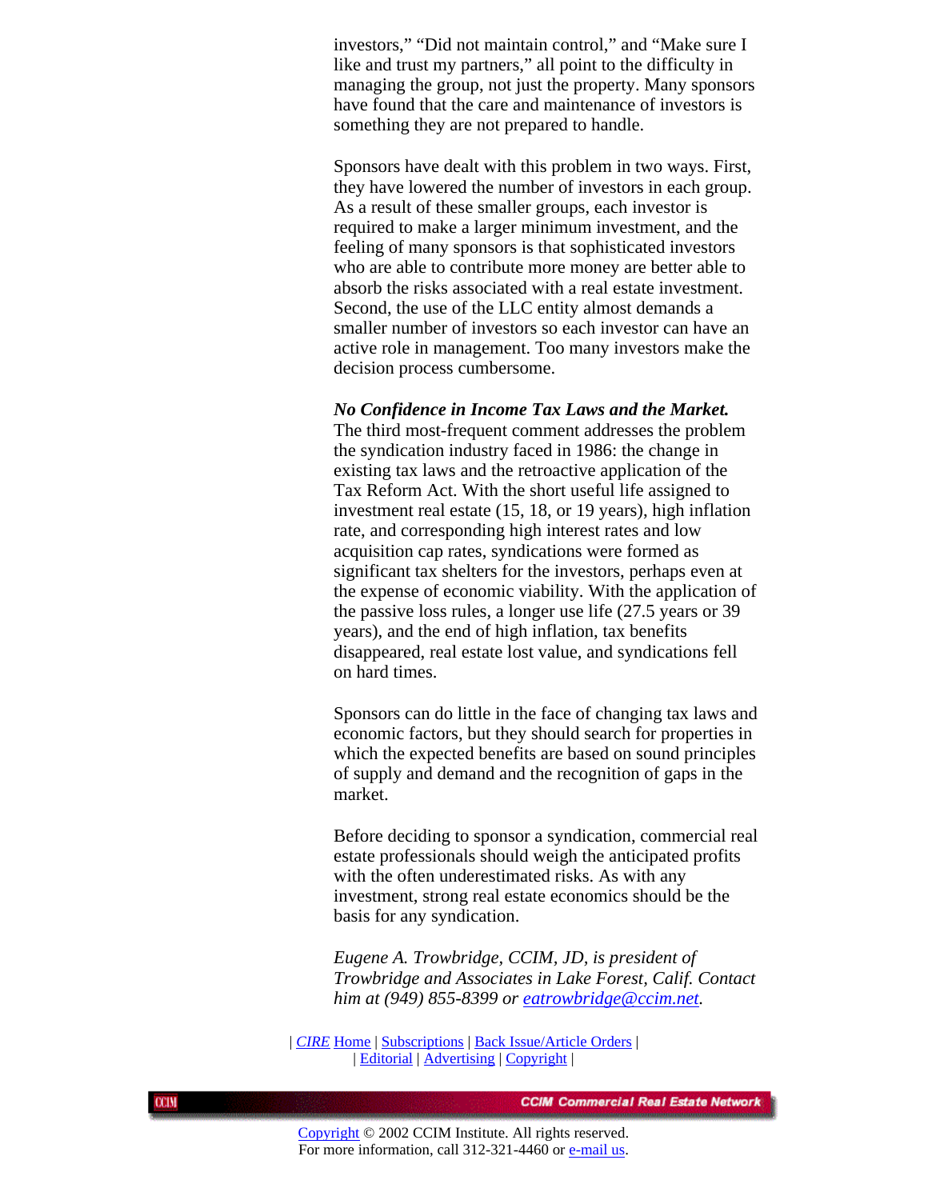investors," "Did not maintain control," and "Make sure I like and trust my partners," all point to the difficulty in managing the group, not just the property. Many sponsors have found that the care and maintenance of investors is something they are not prepared to handle.

Sponsors have dealt with this problem in two ways. First, they have lowered the number of investors in each group. As a result of these smaller groups, each investor is required to make a larger minimum investment, and the feeling of many sponsors is that sophisticated investors who are able to contribute more money are better able to absorb the risks associated with a real estate investment. Second, the use of the LLC entity almost demands a smaller number of investors so each investor can have an active role in management. Too many investors make the decision process cumbersome.

***No Confidence in Income Tax Laws and the Market.*** The third most-frequent comment addresses the problem the syndication industry faced in 1986: the change in existing tax laws and the retroactive application of the Tax Reform Act. With the short useful life assigned to investment real estate (15, 18, or 19 years), high inflation rate, and corresponding high interest rates and low acquisition cap rates, syndications were formed as significant tax shelters for the investors, perhaps even at the expense of economic viability. With the application of the passive loss rules, a longer use life (27.5 years or 39 years), and the end of high inflation, tax benefits disappeared, real estate lost value, and syndications fell on hard times.

Sponsors can do little in the face of changing tax laws and economic factors, but they should search for properties in which the expected benefits are based on sound principles of supply and demand and the recognition of gaps in the market.

Before deciding to sponsor a syndication, commercial real estate professionals should weigh the anticipated profits with the often underestimated risks. As with any investment, strong real estate economics should be the basis for any syndication.

*Eugene A. Trowbridge, CCIM, JD, is president of Trowbridge and Associates in Lake Forest, Calif. Contact him at (949) 855-8399 or eatrowbridge@ccim.net.*

| *CIRE* Home | Subscriptions | Back Issue/Article Orders |
| Editorial | Advertising | Copyright |

CCIM Commercial Real Estate Network

Copyright © 2002 CCIM Institute. All rights reserved.
For more information, call 312-321-4460 or e-mail us.